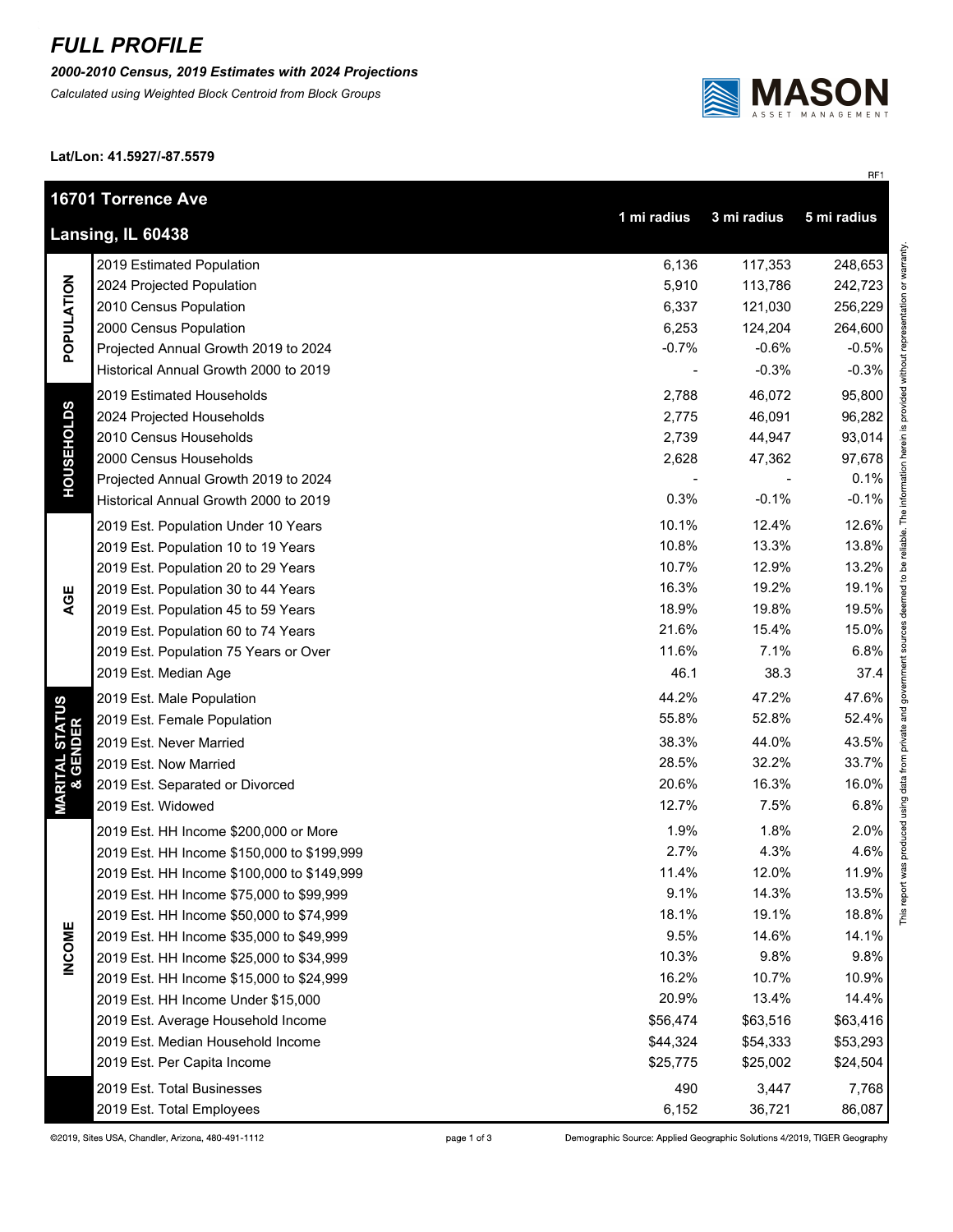# FULL PROFILE

***2000-2010 Census, 2019 Estimates with 2024 Projections***

*Calculated using Weighted Block Centroid from Block Groups*

**Lat/Lon: 41.5927/-87.5579**

RF1

| **16701 Torrence Ave** **Lansing, IL 60438** | | 1 mi radius | 3 mi radius | 5 mi radius |
|---|---|---|---|---|
| **POPULATION** | 2019 Estimated Population | 6,136 | 117,353 | 248,653 |
| | 2024 Projected Population | 5,910 | 113,786 | 242,723 |
| | 2010 Census Population | 6,337 | 121,030 | 256,229 |
| | 2000 Census Population | 6,253 | 124,204 | 264,600 |
| | Projected Annual Growth 2019 to 2024 | -0.7% | -0.6% | -0.5% |
| | Historical Annual Growth 2000 to 2019 | - | -0.3% | -0.3% |
| **HOUSEHOLDS** | 2019 Estimated Households | 2,788 | 46,072 | 95,800 |
| | 2024 Projected Households | 2,775 | 46,091 | 96,282 |
| | 2010 Census Households | 2,739 | 44,947 | 93,014 |
| | 2000 Census Households | 2,628 | 47,362 | 97,678 |
| | Projected Annual Growth 2019 to 2024 | - | - | 0.1% |
| | Historical Annual Growth 2000 to 2019 | 0.3% | -0.1% | -0.1% |
| **AGE** | 2019 Est. Population Under 10 Years | 10.1% | 12.4% | 12.6% |
| | 2019 Est. Population 10 to 19 Years | 10.8% | 13.3% | 13.8% |
| | 2019 Est. Population 20 to 29 Years | 10.7% | 12.9% | 13.2% |
| | 2019 Est. Population 30 to 44 Years | 16.3% | 19.2% | 19.1% |
| | 2019 Est. Population 45 to 59 Years | 18.9% | 19.8% | 19.5% |
| | 2019 Est. Population 60 to 74 Years | 21.6% | 15.4% | 15.0% |
| | 2019 Est. Population 75 Years or Over | 11.6% | 7.1% | 6.8% |
| | 2019 Est. Median Age | 46.1 | 38.3 | 37.4 |
| **MARITAL STATUS & GENDER** | 2019 Est. Male Population | 44.2% | 47.2% | 47.6% |
| | 2019 Est. Female Population | 55.8% | 52.8% | 52.4% |
| | 2019 Est. Never Married | 38.3% | 44.0% | 43.5% |
| | 2019 Est. Now Married | 28.5% | 32.2% | 33.7% |
| | 2019 Est. Separated or Divorced | 20.6% | 16.3% | 16.0% |
| | 2019 Est. Widowed | 12.7% | 7.5% | 6.8% |
| **INCOME** | 2019 Est. HH Income $200,000 or More | 1.9% | 1.8% | 2.0% |
| | 2019 Est. HH Income $150,000 to $199,999 | 2.7% | 4.3% | 4.6% |
| | 2019 Est. HH Income $100,000 to $149,999 | 11.4% | 12.0% | 11.9% |
| | 2019 Est. HH Income $75,000 to $99,999 | 9.1% | 14.3% | 13.5% |
| | 2019 Est. HH Income $50,000 to $74,999 | 18.1% | 19.1% | 18.8% |
| | 2019 Est. HH Income $35,000 to $49,999 | 9.5% | 14.6% | 14.1% |
| | 2019 Est. HH Income $25,000 to $34,999 | 10.3% | 9.8% | 9.8% |
| | 2019 Est. HH Income $15,000 to $24,999 | 16.2% | 10.7% | 10.9% |
| | 2019 Est. HH Income Under $15,000 | 20.9% | 13.4% | 14.4% |
| | 2019 Est. Average Household Income | $56,474 | $63,516 | $63,416 |
| | 2019 Est. Median Household Income | $44,324 | $54,333 | $53,293 |
| | 2019 Est. Per Capita Income | $25,775 | $25,002 | $24,504 |
| | 2019 Est. Total Businesses | 490 | 3,447 | 7,768 |
| | 2019 Est. Total Employees | 6,152 | 36,721 | 86,087 |

This report was produced using data from private and government sources deemed to be reliable. The information herein is provided without representation or warranty.

©2019, Sites USA, Chandler, Arizona, 480-491-1112

Demographic Source: Applied Geographic Solutions 4/2019, TIGER Geography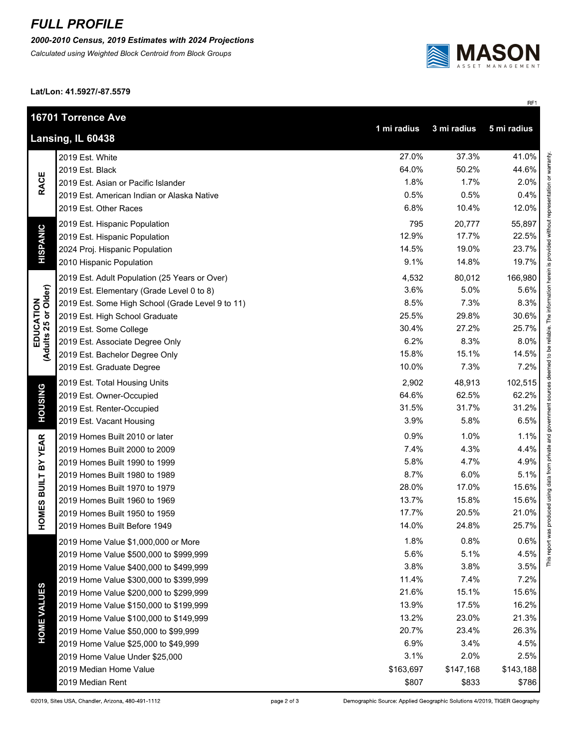# FULL PROFILE

***2000-2010 Census, 2019 Estimates with 2024 Projections***

*Calculated using Weighted Block Centroid from Block Groups*

**Lat/Lon: 41.5927/-87.5579**

RF1

| **16701 Torrence Ave Lansing, IL 60438** | | **1 mi radius** | **3 mi radius** | **5 mi radius** |
|---|---|---|---|---|
| **RACE** | 2019 Est. White | 27.0% | 37.3% | 41.0% |
| | 2019 Est. Black | 64.0% | 50.2% | 44.6% |
| | 2019 Est. Asian or Pacific Islander | 1.8% | 1.7% | 2.0% |
| | 2019 Est. American Indian or Alaska Native | 0.5% | 0.5% | 0.4% |
| | 2019 Est. Other Races | 6.8% | 10.4% | 12.0% |
| **HISPANIC** | 2019 Est. Hispanic Population | 795 | 20,777 | 55,897 |
| | 2019 Est. Hispanic Population | 12.9% | 17.7% | 22.5% |
| | 2024 Proj. Hispanic Population | 14.5% | 19.0% | 23.7% |
| | 2010 Hispanic Population | 9.1% | 14.8% | 19.7% |
| **EDUCATION (Adults 25 or Older)** | 2019 Est. Adult Population (25 Years or Over) | 4,532 | 80,012 | 166,980 |
| | 2019 Est. Elementary (Grade Level 0 to 8) | 3.6% | 5.0% | 5.6% |
| | 2019 Est. Some High School (Grade Level 9 to 11) | 8.5% | 7.3% | 8.3% |
| | 2019 Est. High School Graduate | 25.5% | 29.8% | 30.6% |
| | 2019 Est. Some College | 30.4% | 27.2% | 25.7% |
| | 2019 Est. Associate Degree Only | 6.2% | 8.3% | 8.0% |
| | 2019 Est. Bachelor Degree Only | 15.8% | 15.1% | 14.5% |
| | 2019 Est. Graduate Degree | 10.0% | 7.3% | 7.2% |
| **HOUSING** | 2019 Est. Total Housing Units | 2,902 | 48,913 | 102,515 |
| | 2019 Est. Owner-Occupied | 64.6% | 62.5% | 62.2% |
| | 2019 Est. Renter-Occupied | 31.5% | 31.7% | 31.2% |
| | 2019 Est. Vacant Housing | 3.9% | 5.8% | 6.5% |
| **HOMES BUILT BY YEAR** | 2019 Homes Built 2010 or later | 0.9% | 1.0% | 1.1% |
| | 2019 Homes Built 2000 to 2009 | 7.4% | 4.3% | 4.4% |
| | 2019 Homes Built 1990 to 1999 | 5.8% | 4.7% | 4.9% |
| | 2019 Homes Built 1980 to 1989 | 8.7% | 6.0% | 5.1% |
| | 2019 Homes Built 1970 to 1979 | 28.0% | 17.0% | 15.6% |
| | 2019 Homes Built 1960 to 1969 | 13.7% | 15.8% | 15.6% |
| | 2019 Homes Built 1950 to 1959 | 17.7% | 20.5% | 21.0% |
| | 2019 Homes Built Before 1949 | 14.0% | 24.8% | 25.7% |
| **HOME VALUES** | 2019 Home Value $1,000,000 or More | 1.8% | 0.8% | 0.6% |
| | 2019 Home Value $500,000 to $999,999 | 5.6% | 5.1% | 4.5% |
| | 2019 Home Value $400,000 to $499,999 | 3.8% | 3.8% | 3.5% |
| | 2019 Home Value $300,000 to $399,999 | 11.4% | 7.4% | 7.2% |
| | 2019 Home Value $200,000 to $299,999 | 21.6% | 15.1% | 15.6% |
| | 2019 Home Value $150,000 to $199,999 | 13.9% | 17.5% | 16.2% |
| | 2019 Home Value $100,000 to $149,999 | 13.2% | 23.0% | 21.3% |
| | 2019 Home Value $50,000 to $99,999 | 20.7% | 23.4% | 26.3% |
| | 2019 Home Value $25,000 to $49,999 | 6.9% | 3.4% | 4.5% |
| | 2019 Home Value Under $25,000 | 3.1% | 2.0% | 2.5% |
| | 2019 Median Home Value | $163,697 | $147,168 | $143,188 |
| | 2019 Median Rent | $807 | $833 | $786 |

This report was produced using data from private and government sources deemed to be reliable. The information herein is provided without representation or warranty.

©2019, Sites USA, Chandler, Arizona, 480-491-1112

Demographic Source: Applied Geographic Solutions 4/2019, TIGER Geography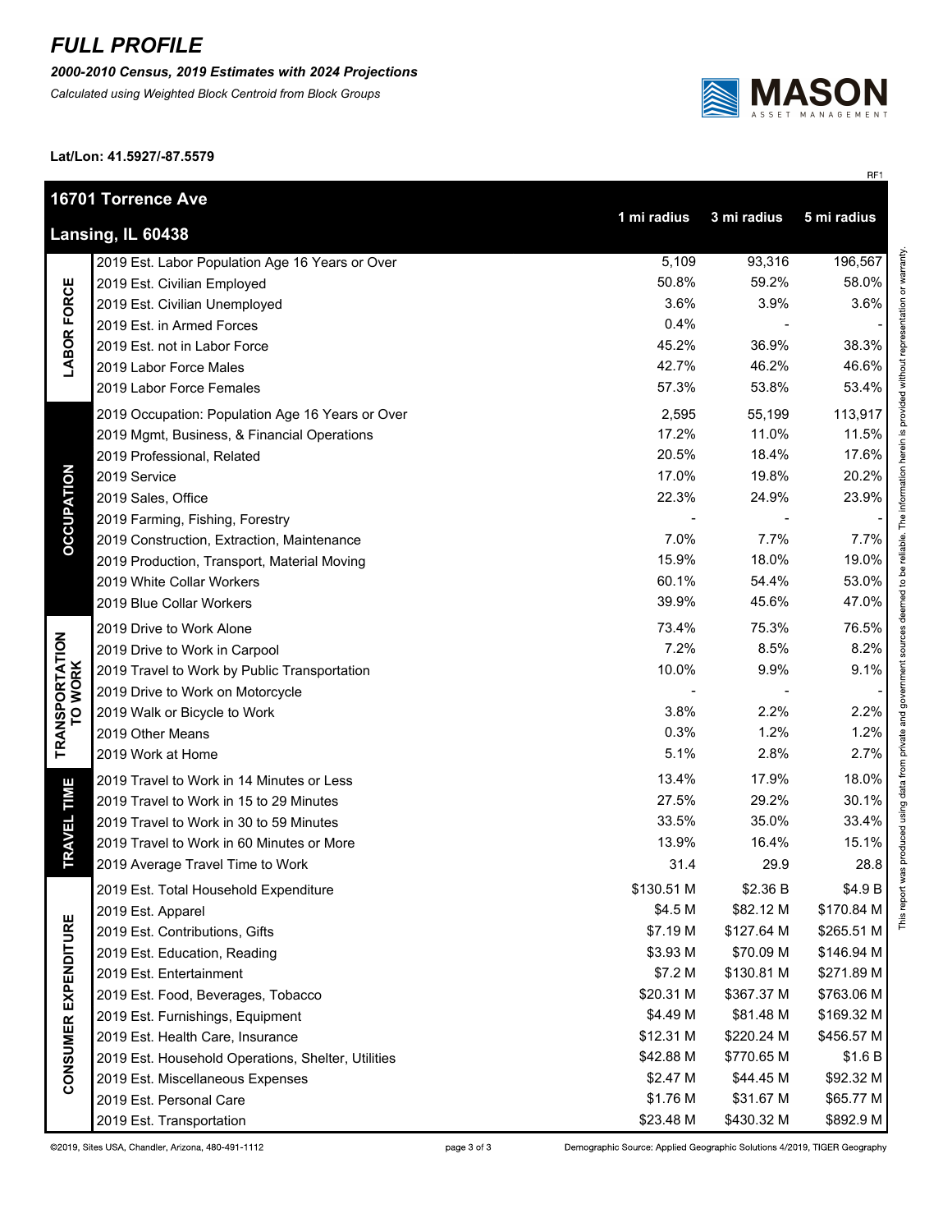# *FULL PROFILE*

***2000-2010 Census, 2019 Estimates with 2024 Projections***

*Calculated using Weighted Block Centroid from Block Groups*

**Lat/Lon: 41.5927/-87.5579**

RF1

| **16701 Torrence Ave Lansing, IL 60438** | | **1 mi radius** | **3 mi radius** | **5 mi radius** |
|---|---|---|---|---|
| **LABOR FORCE** | 2019 Est. Labor Population Age 16 Years or Over | 5,109 | 93,316 | 196,567 |
| | 2019 Est. Civilian Employed | 50.8% | 59.2% | 58.0% |
| | 2019 Est. Civilian Unemployed | 3.6% | 3.9% | 3.6% |
| | 2019 Est. in Armed Forces | 0.4% | - | - |
| | 2019 Est. not in Labor Force | 45.2% | 36.9% | 38.3% |
| | 2019 Labor Force Males | 42.7% | 46.2% | 46.6% |
| | 2019 Labor Force Females | 57.3% | 53.8% | 53.4% |
| **OCCUPATION** | 2019 Occupation: Population Age 16 Years or Over | 2,595 | 55,199 | 113,917 |
| | 2019 Mgmt, Business, & Financial Operations | 17.2% | 11.0% | 11.5% |
| | 2019 Professional, Related | 20.5% | 18.4% | 17.6% |
| | 2019 Service | 17.0% | 19.8% | 20.2% |
| | 2019 Sales, Office | 22.3% | 24.9% | 23.9% |
| | 2019 Farming, Fishing, Forestry | - | - | - |
| | 2019 Construction, Extraction, Maintenance | 7.0% | 7.7% | 7.7% |
| | 2019 Production, Transport, Material Moving | 15.9% | 18.0% | 19.0% |
| | 2019 White Collar Workers | 60.1% | 54.4% | 53.0% |
| | 2019 Blue Collar Workers | 39.9% | 45.6% | 47.0% |
| **TRANSPORTATION TO WORK** | 2019 Drive to Work Alone | 73.4% | 75.3% | 76.5% |
| | 2019 Drive to Work in Carpool | 7.2% | 8.5% | 8.2% |
| | 2019 Travel to Work by Public Transportation | 10.0% | 9.9% | 9.1% |
| | 2019 Drive to Work on Motorcycle | - | - | - |
| | 2019 Walk or Bicycle to Work | 3.8% | 2.2% | 2.2% |
| | 2019 Other Means | 0.3% | 1.2% | 1.2% |
| | 2019 Work at Home | 5.1% | 2.8% | 2.7% |
| **TRAVEL TIME** | 2019 Travel to Work in 14 Minutes or Less | 13.4% | 17.9% | 18.0% |
| | 2019 Travel to Work in 15 to 29 Minutes | 27.5% | 29.2% | 30.1% |
| | 2019 Travel to Work in 30 to 59 Minutes | 33.5% | 35.0% | 33.4% |
| | 2019 Travel to Work in 60 Minutes or More | 13.9% | 16.4% | 15.1% |
| | 2019 Average Travel Time to Work | 31.4 | 29.9 | 28.8 |
| **CONSUMER EXPENDITURE** | 2019 Est. Total Household Expenditure | $130.51 M | $2.36 B | $4.9 B |
| | 2019 Est. Apparel | $4.5 M | $82.12 M | $170.84 M |
| | 2019 Est. Contributions, Gifts | $7.19 M | $127.64 M | $265.51 M |
| | 2019 Est. Education, Reading | $3.93 M | $70.09 M | $146.94 M |
| | 2019 Est. Entertainment | $7.2 M | $130.81 M | $271.89 M |
| | 2019 Est. Food, Beverages, Tobacco | $20.31 M | $367.37 M | $763.06 M |
| | 2019 Est. Furnishings, Equipment | $4.49 M | $81.48 M | $169.32 M |
| | 2019 Est. Health Care, Insurance | $12.31 M | $220.24 M | $456.57 M |
| | 2019 Est. Household Operations, Shelter, Utilities | $42.88 M | $770.65 M | $1.6 B |
| | 2019 Est. Miscellaneous Expenses | $2.47 M | $44.45 M | $92.32 M |
| | 2019 Est. Personal Care | $1.76 M | $31.67 M | $65.77 M |
| | 2019 Est. Transportation | $23.48 M | $430.32 M | $892.9 M |

This report was produced using data from private and government sources deemed to be reliable. The information herein is provided without representation or warranty.

©2019, Sites USA, Chandler, Arizona, 480-491-1112

Demographic Source: Applied Geographic Solutions 4/2019, TIGER Geography